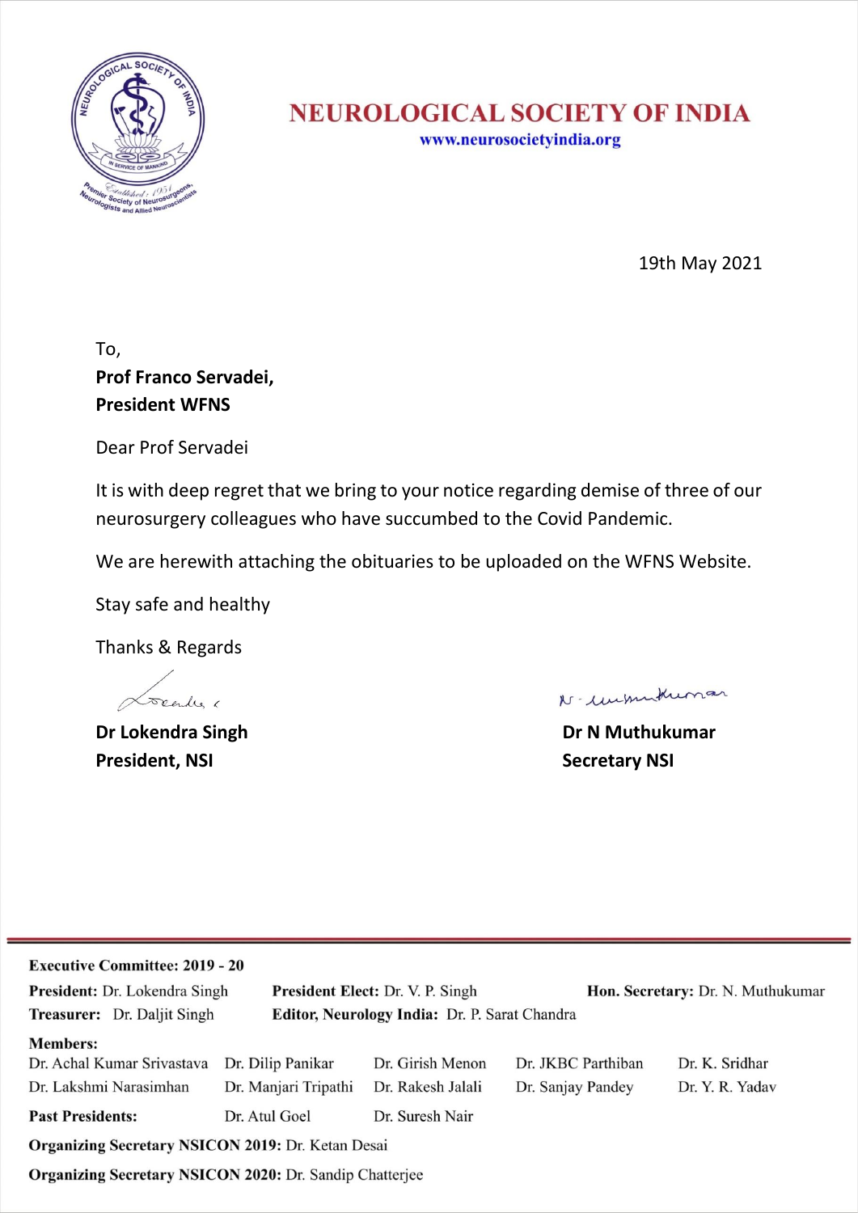# NEUROLOGICAL SOCIETY OF INDIA

www.neurosocietyindia.org

19th May 2021

To,

**Prof Franco Servadei,**
**President WFNS**

Dear Prof Servadei

It is with deep regret that we bring to your notice regarding demise of three of our neurosurgery colleagues who have succumbed to the Covid Pandemic.

We are herewith attaching the obituaries to be uploaded on the WFNS Website.

Stay safe and healthy

Thanks & Regards

**Dr Lokendra Singh**
**President, NSI**

**Dr N Muthukumar**
**Secretary NSI**

---

**Executive Committee: 2019 - 20**

**President:** Dr. Lokendra Singh
**President Elect:** Dr. V. P. Singh
**Hon. Secretary:** Dr. N. Muthukumar
**Treasurer:** Dr. Daljit Singh
**Editor, Neurology India:** Dr. P. Sarat Chandra

**Members:**
Dr. Achal Kumar Srivastava, Dr. Dilip Panikar, Dr. Girish Menon, Dr. JKBC Parthiban, Dr. K. Sridhar, Dr. Lakshmi Narasimhan, Dr. Manjari Tripathi, Dr. Rakesh Jalali, Dr. Sanjay Pandey, Dr. Y. R. Yadav

**Past Presidents:** Dr. Atul Goel, Dr. Suresh Nair

**Organizing Secretary NSICON 2019:** Dr. Ketan Desai

**Organizing Secretary NSICON 2020:** Dr. Sandip Chatterjee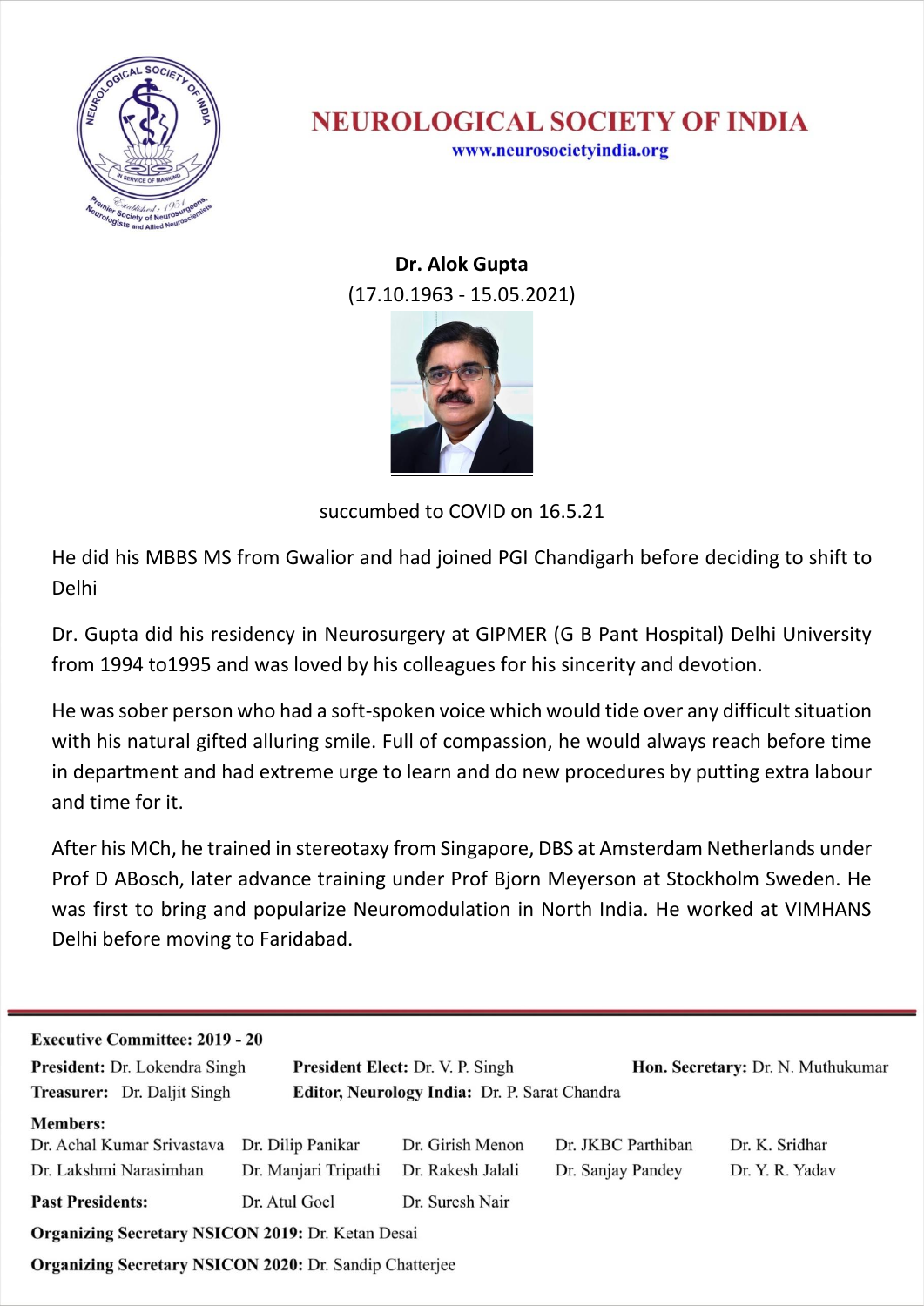# NEUROLOGICAL SOCIETY OF INDIA

www.neurosocietyindia.org

**Dr. Alok Gupta**

(17.10.1963 - 15.05.2021)

succumbed to COVID on 16.5.21

He did his MBBS MS from Gwalior and had joined PGI Chandigarh before deciding to shift to Delhi

Dr. Gupta did his residency in Neurosurgery at GIPMER (G B Pant Hospital) Delhi University from 1994 to1995 and was loved by his colleagues for his sincerity and devotion.

He was sober person who had a soft-spoken voice which would tide over any difficult situation with his natural gifted alluring smile. Full of compassion, he would always reach before time in department and had extreme urge to learn and do new procedures by putting extra labour and time for it.

After his MCh, he trained in stereotaxy from Singapore, DBS at Amsterdam Netherlands under Prof D ABosch, later advance training under Prof Bjorn Meyerson at Stockholm Sweden. He was first to bring and popularize Neuromodulation in North India. He worked at VIMHANS Delhi before moving to Faridabad.

---

**Executive Committee: 2019 - 20**

**President:** Dr. Lokendra Singh  **President Elect:** Dr. V. P. Singh  **Hon. Secretary:** Dr. N. Muthukumar

**Treasurer:** Dr. Daljit Singh  **Editor, Neurology India:** Dr. P. Sarat Chandra

**Members:**

Dr. Achal Kumar Srivastava, Dr. Dilip Panikar, Dr. Girish Menon, Dr. JKBC Parthiban, Dr. K. Sridhar, Dr. Lakshmi Narasimhan, Dr. Manjari Tripathi, Dr. Rakesh Jalali, Dr. Sanjay Pandey, Dr. Y. R. Yadav

**Past Presidents:** Dr. Atul Goel, Dr. Suresh Nair

**Organizing Secretary NSICON 2019:** Dr. Ketan Desai

**Organizing Secretary NSICON 2020:** Dr. Sandip Chatterjee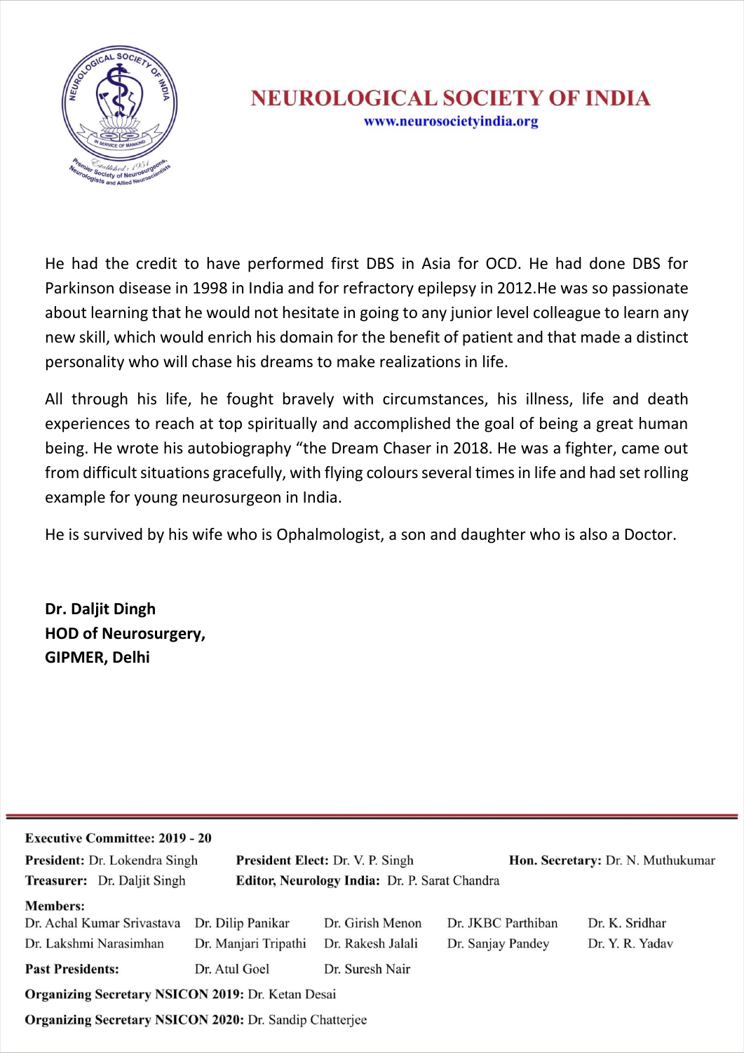# NEUROLOGICAL SOCIETY OF INDIA

www.neurosocietyindia.org

He had the credit to have performed first DBS in Asia for OCD. He had done DBS for Parkinson disease in 1998 in India and for refractory epilepsy in 2012.He was so passionate about learning that he would not hesitate in going to any junior level colleague to learn any new skill, which would enrich his domain for the benefit of patient and that made a distinct personality who will chase his dreams to make realizations in life.

All through his life, he fought bravely with circumstances, his illness, life and death experiences to reach at top spiritually and accomplished the goal of being a great human being. He wrote his autobiography "the Dream Chaser in 2018. He was a fighter, came out from difficult situations gracefully, with flying colours several times in life and had set rolling example for young neurosurgeon in India.

He is survived by his wife who is Ophalmologist, a son and daughter who is also a Doctor.

**Dr. Daljit Dingh**
**HOD of Neurosurgery,**
**GIPMER, Delhi**

---

**Executive Committee: 2019 - 20**

**President:** Dr. Lokendra Singh **President Elect:** Dr. V. P. Singh **Hon. Secretary:** Dr. N. Muthukumar
**Treasurer:** Dr. Daljit Singh **Editor, Neurology India:** Dr. P. Sarat Chandra

**Members:**
Dr. Achal Kumar Srivastava, Dr. Dilip Panikar, Dr. Girish Menon, Dr. JKBC Parthiban, Dr. K. Sridhar, Dr. Lakshmi Narasimhan, Dr. Manjari Tripathi, Dr. Rakesh Jalali, Dr. Sanjay Pandey, Dr. Y. R. Yadav

**Past Presidents:** Dr. Atul Goel, Dr. Suresh Nair

**Organizing Secretary NSICON 2019:** Dr. Ketan Desai

**Organizing Secretary NSICON 2020:** Dr. Sandip Chatterjee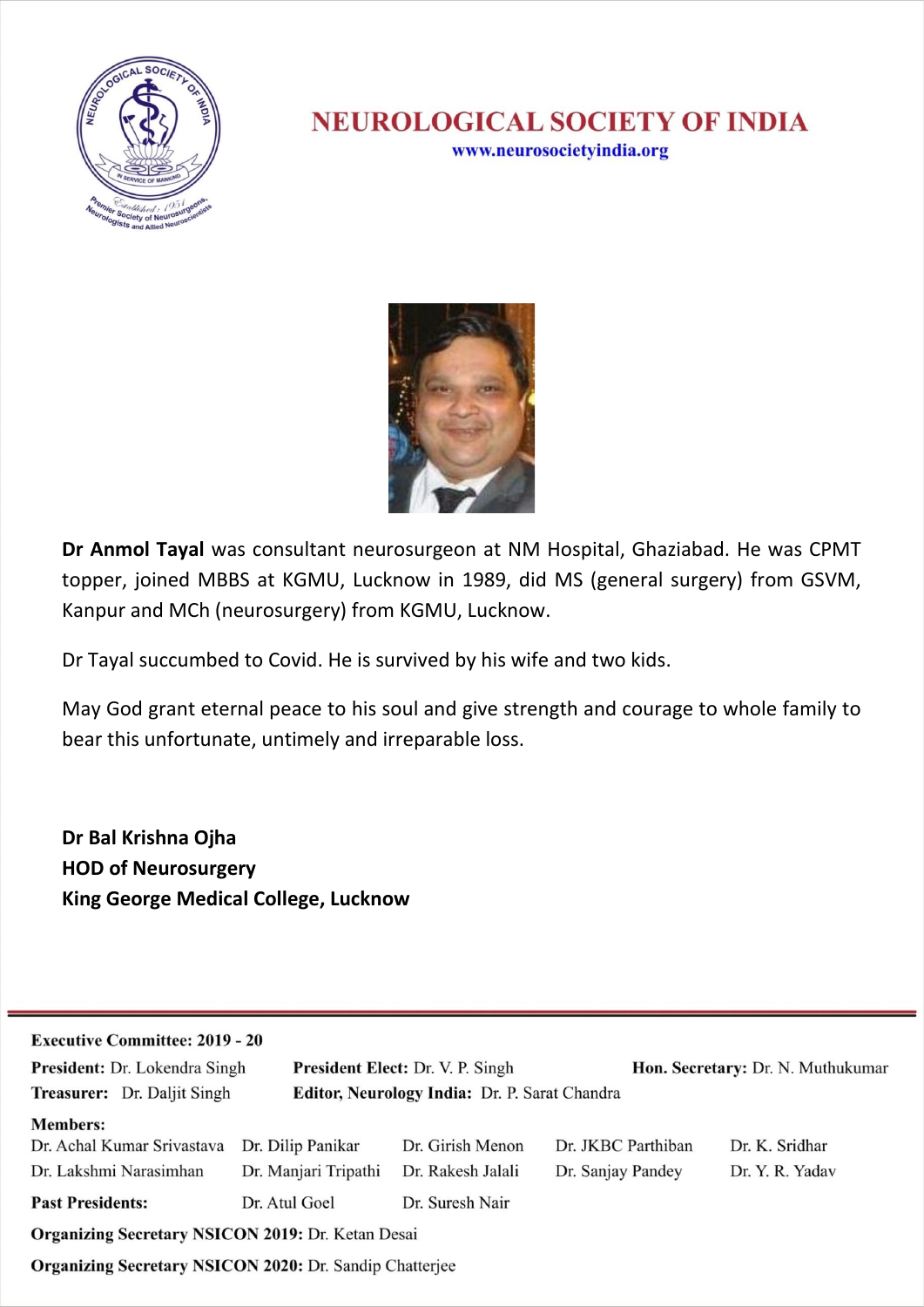# NEUROLOGICAL SOCIETY OF INDIA

www.neurosocietyindia.org

**Dr Anmol Tayal** was consultant neurosurgeon at NM Hospital, Ghaziabad. He was CPMT topper, joined MBBS at KGMU, Lucknow in 1989, did MS (general surgery) from GSVM, Kanpur and MCh (neurosurgery) from KGMU, Lucknow.

Dr Tayal succumbed to Covid. He is survived by his wife and two kids.

May God grant eternal peace to his soul and give strength and courage to whole family to bear this unfortunate, untimely and irreparable loss.

**Dr Bal Krishna Ojha**
**HOD of Neurosurgery**
**King George Medical College, Lucknow**

---

**Executive Committee: 2019 - 20**

**President:** Dr. Lokendra Singh **President Elect:** Dr. V. P. Singh **Hon. Secretary:** Dr. N. Muthukumar

**Treasurer:** Dr. Daljit Singh **Editor, Neurology India:** Dr. P. Sarat Chandra

**Members:**
Dr. Achal Kumar Srivastava, Dr. Dilip Panikar, Dr. Girish Menon, Dr. JKBC Parthiban, Dr. K. Sridhar, Dr. Lakshmi Narasimhan, Dr. Manjari Tripathi, Dr. Rakesh Jalali, Dr. Sanjay Pandey, Dr. Y. R. Yadav

**Past Presidents:** Dr. Atul Goel, Dr. Suresh Nair

**Organizing Secretary NSICON 2019:** Dr. Ketan Desai

**Organizing Secretary NSICON 2020:** Dr. Sandip Chatterjee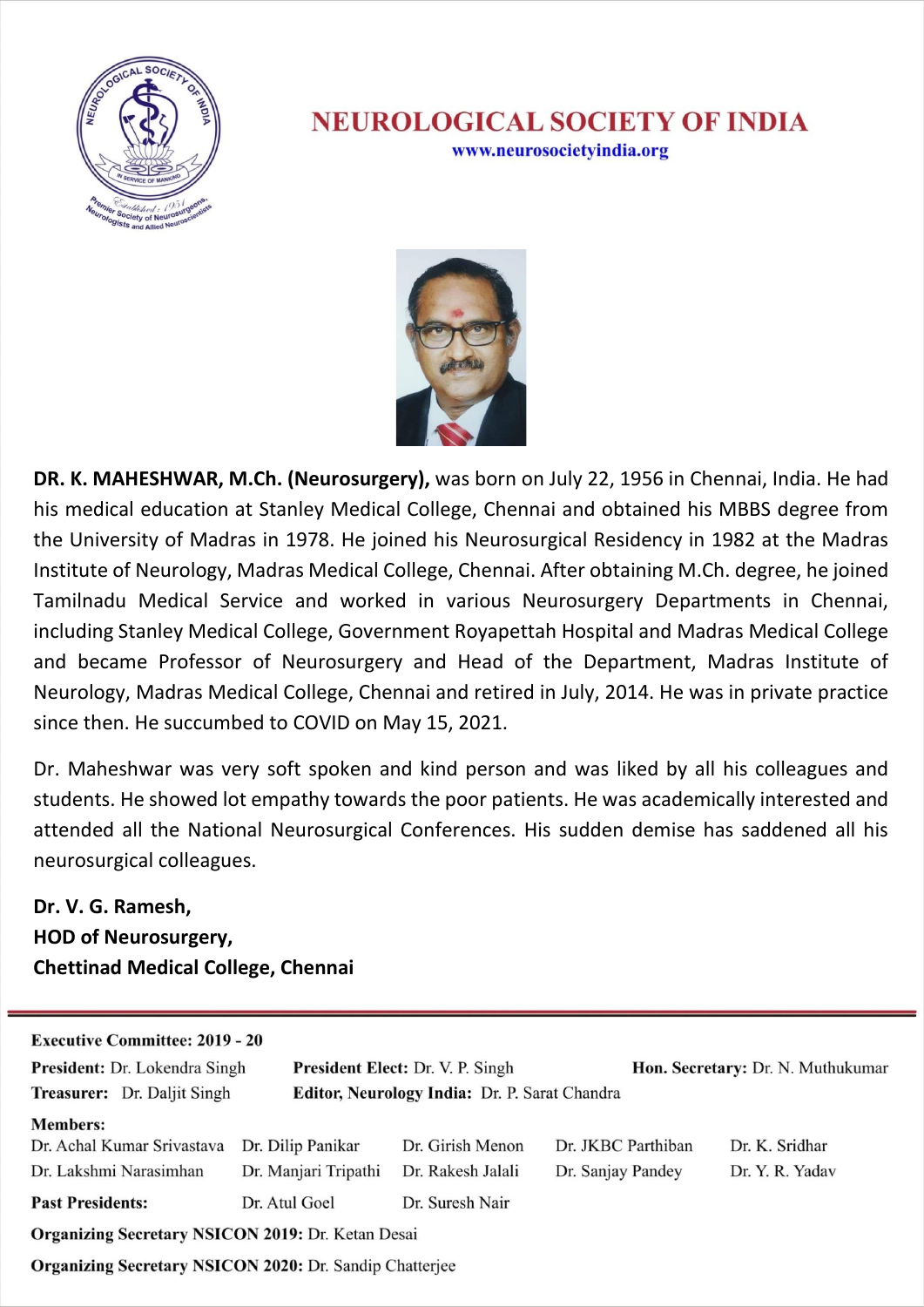# NEUROLOGICAL SOCIETY OF INDIA

www.neurosocietyindia.org

**DR. K. MAHESHWAR, M.Ch. (Neurosurgery),** was born on July 22, 1956 in Chennai, India. He had his medical education at Stanley Medical College, Chennai and obtained his MBBS degree from the University of Madras in 1978. He joined his Neurosurgical Residency in 1982 at the Madras Institute of Neurology, Madras Medical College, Chennai. After obtaining M.Ch. degree, he joined Tamilnadu Medical Service and worked in various Neurosurgery Departments in Chennai, including Stanley Medical College, Government Royapettah Hospital and Madras Medical College and became Professor of Neurosurgery and Head of the Department, Madras Institute of Neurology, Madras Medical College, Chennai and retired in July, 2014. He was in private practice since then. He succumbed to COVID on May 15, 2021.

Dr. Maheshwar was very soft spoken and kind person and was liked by all his colleagues and students. He showed lot empathy towards the poor patients. He was academically interested and attended all the National Neurosurgical Conferences. His sudden demise has saddened all his neurosurgical colleagues.

**Dr. V. G. Ramesh,**
**HOD of Neurosurgery,**
**Chettinad Medical College, Chennai**

---

**Executive Committee: 2019 - 20**

**President:** Dr. Lokendra Singh
**President Elect:** Dr. V. P. Singh
**Hon. Secretary:** Dr. N. Muthukumar
**Treasurer:** Dr. Daljit Singh
**Editor, Neurology India:** Dr. P. Sarat Chandra

**Members:**
Dr. Achal Kumar Srivastava, Dr. Dilip Panikar, Dr. Girish Menon, Dr. JKBC Parthiban, Dr. K. Sridhar, Dr. Lakshmi Narasimhan, Dr. Manjari Tripathi, Dr. Rakesh Jalali, Dr. Sanjay Pandey, Dr. Y. R. Yadav

**Past Presidents:** Dr. Atul Goel, Dr. Suresh Nair

**Organizing Secretary NSICON 2019:** Dr. Ketan Desai

**Organizing Secretary NSICON 2020:** Dr. Sandip Chatterjee